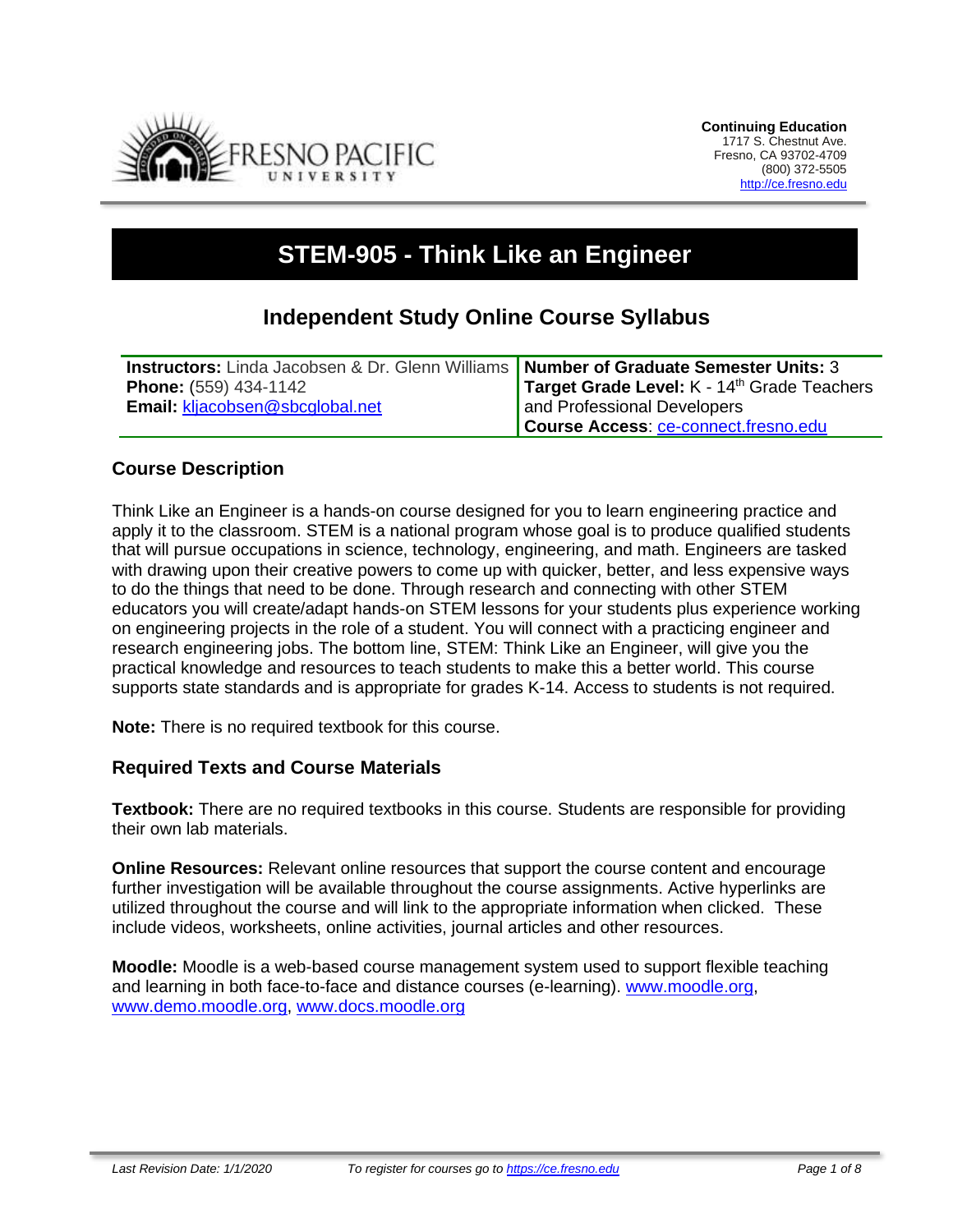**Continuing Education**
1717 S. Chestnut Ave.
Fresno, CA 93702-4709
(800) 372-5505
http://ce.fresno.edu

# STEM-905 - Think Like an Engineer

## Independent Study Online Course Syllabus

| **Instructors:** Linda Jacobsen & Dr. Glenn Williams<br>**Phone:** (559) 434-1142<br>**Email:** kljacobsen@sbcglobal.net | **Number of Graduate Semester Units:** 3<br>**Target Grade Level:** K - 14th Grade Teachers and Professional Developers<br>**Course Access**: ce-connect.fresno.edu |
|---|---|

### Course Description

Think Like an Engineer is a hands-on course designed for you to learn engineering practice and apply it to the classroom. STEM is a national program whose goal is to produce qualified students that will pursue occupations in science, technology, engineering, and math. Engineers are tasked with drawing upon their creative powers to come up with quicker, better, and less expensive ways to do the things that need to be done. Through research and connecting with other STEM educators you will create/adapt hands-on STEM lessons for your students plus experience working on engineering projects in the role of a student. You will connect with a practicing engineer and research engineering jobs. The bottom line, STEM: Think Like an Engineer, will give you the practical knowledge and resources to teach students to make this a better world. This course supports state standards and is appropriate for grades K-14. Access to students is not required.

**Note:** There is no required textbook for this course.

### Required Texts and Course Materials

**Textbook:** There are no required textbooks in this course. Students are responsible for providing their own lab materials.

**Online Resources:** Relevant online resources that support the course content and encourage further investigation will be available throughout the course assignments. Active hyperlinks are utilized throughout the course and will link to the appropriate information when clicked. These include videos, worksheets, online activities, journal articles and other resources.

**Moodle:** Moodle is a web-based course management system used to support flexible teaching and learning in both face-to-face and distance courses (e-learning). www.moodle.org, www.demo.moodle.org, www.docs.moodle.org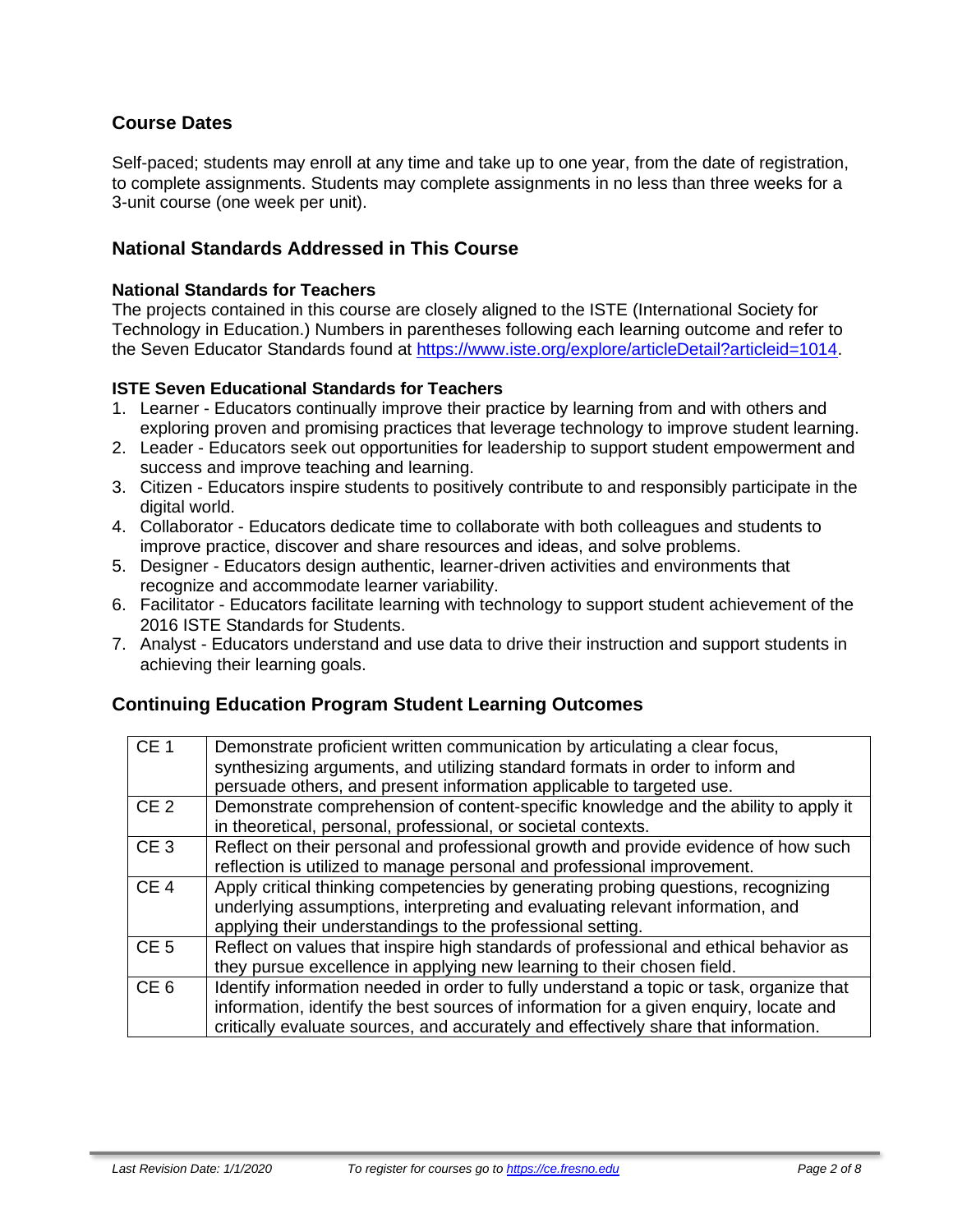## Course Dates

Self-paced; students may enroll at any time and take up to one year, from the date of registration, to complete assignments. Students may complete assignments in no less than three weeks for a 3-unit course (one week per unit).

## National Standards Addressed in This Course

### National Standards for Teachers

The projects contained in this course are closely aligned to the ISTE (International Society for Technology in Education.) Numbers in parentheses following each learning outcome and refer to the Seven Educator Standards found at [https://www.iste.org/explore/articleDetail?articleid=1014](https://www.iste.org/explore/articleDetail?articleid=1014).

### ISTE Seven Educational Standards for Teachers

1. Learner - Educators continually improve their practice by learning from and with others and exploring proven and promising practices that leverage technology to improve student learning.
2. Leader - Educators seek out opportunities for leadership to support student empowerment and success and improve teaching and learning.
3. Citizen - Educators inspire students to positively contribute to and responsibly participate in the digital world.
4. Collaborator - Educators dedicate time to collaborate with both colleagues and students to improve practice, discover and share resources and ideas, and solve problems.
5. Designer - Educators design authentic, learner-driven activities and environments that recognize and accommodate learner variability.
6. Facilitator - Educators facilitate learning with technology to support student achievement of the 2016 ISTE Standards for Students.
7. Analyst - Educators understand and use data to drive their instruction and support students in achieving their learning goals.

## Continuing Education Program Student Learning Outcomes

| | |
|---|---|
| CE 1 | Demonstrate proficient written communication by articulating a clear focus, synthesizing arguments, and utilizing standard formats in order to inform and persuade others, and present information applicable to targeted use. |
| CE 2 | Demonstrate comprehension of content-specific knowledge and the ability to apply it in theoretical, personal, professional, or societal contexts. |
| CE 3 | Reflect on their personal and professional growth and provide evidence of how such reflection is utilized to manage personal and professional improvement. |
| CE 4 | Apply critical thinking competencies by generating probing questions, recognizing underlying assumptions, interpreting and evaluating relevant information, and applying their understandings to the professional setting. |
| CE 5 | Reflect on values that inspire high standards of professional and ethical behavior as they pursue excellence in applying new learning to their chosen field. |
| CE 6 | Identify information needed in order to fully understand a topic or task, organize that information, identify the best sources of information for a given enquiry, locate and critically evaluate sources, and accurately and effectively share that information. |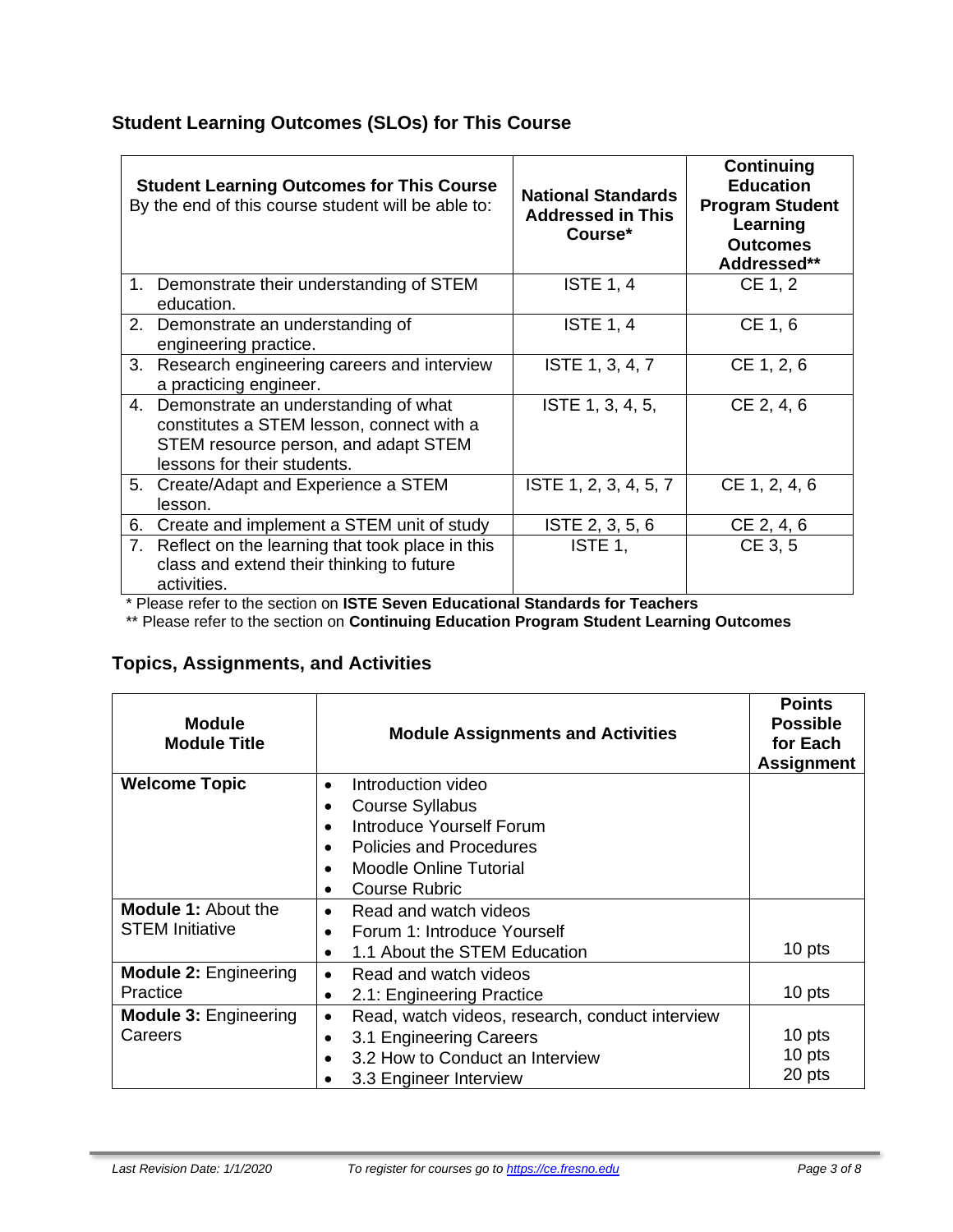## Student Learning Outcomes (SLOs) for This Course

| **Student Learning Outcomes for This Course** By the end of this course student will be able to: | **National Standards Addressed in This Course*** | **Continuing Education Program Student Learning Outcomes Addressed**** |
|---|---|---|
| 1. Demonstrate their understanding of STEM education. | ISTE 1, 4 | CE 1, 2 |
| 2. Demonstrate an understanding of engineering practice. | ISTE 1, 4 | CE 1, 6 |
| 3. Research engineering careers and interview a practicing engineer. | ISTE 1, 3, 4, 7 | CE 1, 2, 6 |
| 4. Demonstrate an understanding of what constitutes a STEM lesson, connect with a STEM resource person, and adapt STEM lessons for their students. | ISTE 1, 3, 4, 5, | CE 2, 4, 6 |
| 5. Create/Adapt and Experience a STEM lesson. | ISTE 1, 2, 3, 4, 5, 7 | CE 1, 2, 4, 6 |
| 6. Create and implement a STEM unit of study | ISTE 2, 3, 5, 6 | CE 2, 4, 6 |
| 7. Reflect on the learning that took place in this class and extend their thinking to future activities. | ISTE 1, | CE 3, 5 |

\* Please refer to the section on **ISTE Seven Educational Standards for Teachers**

\*\* Please refer to the section on **Continuing Education Program Student Learning Outcomes**

## Topics, Assignments, and Activities

| **Module Module Title** | **Module Assignments and Activities** | **Points Possible for Each Assignment** |
|---|---|---|
| **Welcome Topic** | • Introduction video<br>• Course Syllabus<br>• Introduce Yourself Forum<br>• Policies and Procedures<br>• Moodle Online Tutorial<br>• Course Rubric | |
| **Module 1:** About the STEM Initiative | • Read and watch videos<br>• Forum 1: Introduce Yourself<br>• 1.1 About the STEM Education | 10 pts |
| **Module 2:** Engineering Practice | • Read and watch videos<br>• 2.1: Engineering Practice | 10 pts |
| **Module 3:** Engineering Careers | • Read, watch videos, research, conduct interview<br>• 3.1 Engineering Careers<br>• 3.2 How to Conduct an Interview<br>• 3.3 Engineer Interview | 10 pts<br>10 pts<br>20 pts |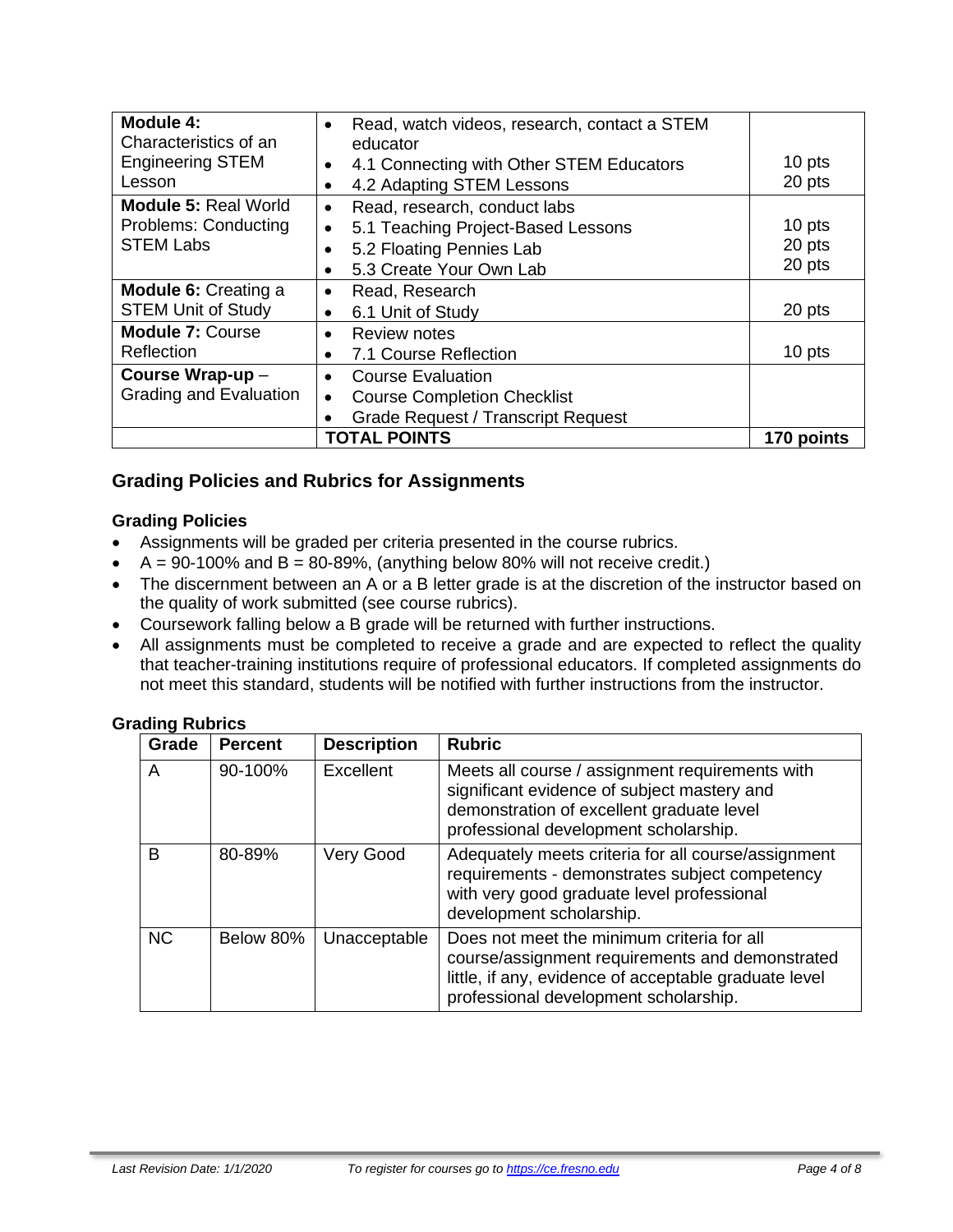| | | |
|---|---|---|
| **Module 4:** Characteristics of an Engineering STEM Lesson | • Read, watch videos, research, contact a STEM educator<br>• 4.1 Connecting with Other STEM Educators<br>• 4.2 Adapting STEM Lessons | <br><br>10 pts<br>20 pts |
| **Module 5:** Real World Problems: Conducting STEM Labs | • Read, research, conduct labs<br>• 5.1 Teaching Project-Based Lessons<br>• 5.2 Floating Pennies Lab<br>• 5.3 Create Your Own Lab | <br>10 pts<br>20 pts<br>20 pts |
| **Module 6:** Creating a STEM Unit of Study | • Read, Research<br>• 6.1 Unit of Study | <br>20 pts |
| **Module 7:** Course Reflection | • Review notes<br>• 7.1 Course Reflection | <br>10 pts |
| **Course Wrap-up** – Grading and Evaluation | • Course Evaluation<br>• Course Completion Checklist<br>• Grade Request / Transcript Request | |
| | **TOTAL POINTS** | **170 points** |

## Grading Policies and Rubrics for Assignments

### Grading Policies

- Assignments will be graded per criteria presented in the course rubrics.
- A = 90-100% and B = 80-89%, (anything below 80% will not receive credit.)
- The discernment between an A or a B letter grade is at the discretion of the instructor based on the quality of work submitted (see course rubrics).
- Coursework falling below a B grade will be returned with further instructions.
- All assignments must be completed to receive a grade and are expected to reflect the quality that teacher-training institutions require of professional educators. If completed assignments do not meet this standard, students will be notified with further instructions from the instructor.

### Grading Rubrics

| Grade | Percent | Description | Rubric |
|---|---|---|---|
| A | 90-100% | Excellent | Meets all course / assignment requirements with significant evidence of subject mastery and demonstration of excellent graduate level professional development scholarship. |
| B | 80-89% | Very Good | Adequately meets criteria for all course/assignment requirements - demonstrates subject competency with very good graduate level professional development scholarship. |
| NC | Below 80% | Unacceptable | Does not meet the minimum criteria for all course/assignment requirements and demonstrated little, if any, evidence of acceptable graduate level professional development scholarship. |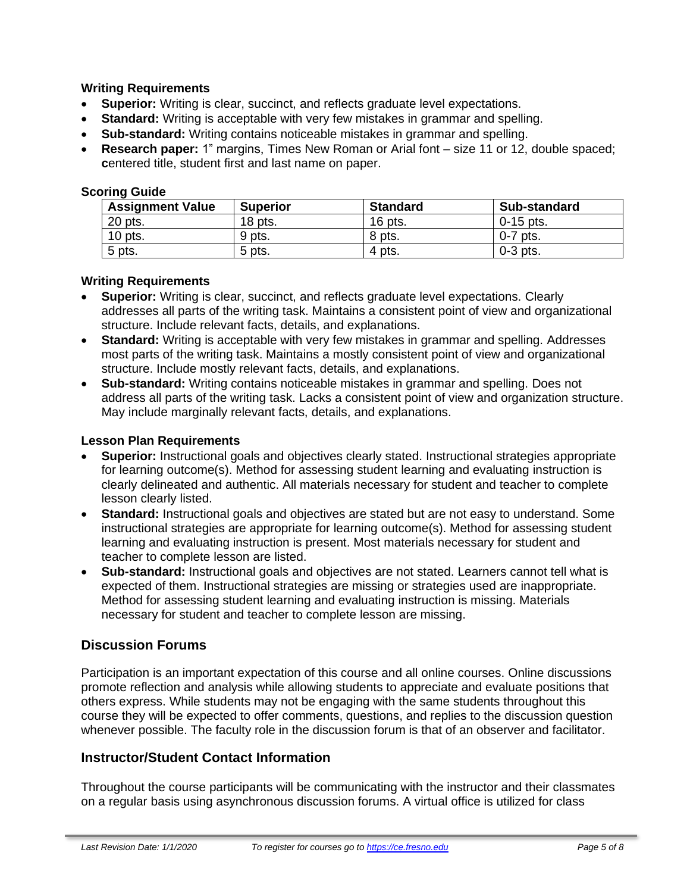### Writing Requirements

- **Superior:** Writing is clear, succinct, and reflects graduate level expectations.
- **Standard:** Writing is acceptable with very few mistakes in grammar and spelling.
- **Sub-standard:** Writing contains noticeable mistakes in grammar and spelling.
- **Research paper:** 1" margins, Times New Roman or Arial font – size 11 or 12, double spaced; centered title, student first and last name on paper.

### Scoring Guide

| Assignment Value | Superior | Standard | Sub-standard |
|---|---|---|---|
| 20 pts. | 18 pts. | 16 pts. | 0-15 pts. |
| 10 pts. | 9 pts. | 8 pts. | 0-7 pts. |
| 5 pts. | 5 pts. | 4 pts. | 0-3 pts. |

### Writing Requirements

- **Superior:** Writing is clear, succinct, and reflects graduate level expectations. Clearly addresses all parts of the writing task. Maintains a consistent point of view and organizational structure. Include relevant facts, details, and explanations.
- **Standard:** Writing is acceptable with very few mistakes in grammar and spelling. Addresses most parts of the writing task. Maintains a mostly consistent point of view and organizational structure. Include mostly relevant facts, details, and explanations.
- **Sub-standard:** Writing contains noticeable mistakes in grammar and spelling. Does not address all parts of the writing task. Lacks a consistent point of view and organization structure. May include marginally relevant facts, details, and explanations.

### Lesson Plan Requirements

- **Superior:** Instructional goals and objectives clearly stated. Instructional strategies appropriate for learning outcome(s). Method for assessing student learning and evaluating instruction is clearly delineated and authentic. All materials necessary for student and teacher to complete lesson clearly listed.
- **Standard:** Instructional goals and objectives are stated but are not easy to understand. Some instructional strategies are appropriate for learning outcome(s). Method for assessing student learning and evaluating instruction is present. Most materials necessary for student and teacher to complete lesson are listed.
- **Sub-standard:** Instructional goals and objectives are not stated. Learners cannot tell what is expected of them. Instructional strategies are missing or strategies used are inappropriate. Method for assessing student learning and evaluating instruction is missing. Materials necessary for student and teacher to complete lesson are missing.

## Discussion Forums

Participation is an important expectation of this course and all online courses. Online discussions promote reflection and analysis while allowing students to appreciate and evaluate positions that others express. While students may not be engaging with the same students throughout this course they will be expected to offer comments, questions, and replies to the discussion question whenever possible. The faculty role in the discussion forum is that of an observer and facilitator.

## Instructor/Student Contact Information

Throughout the course participants will be communicating with the instructor and their classmates on a regular basis using asynchronous discussion forums. A virtual office is utilized for class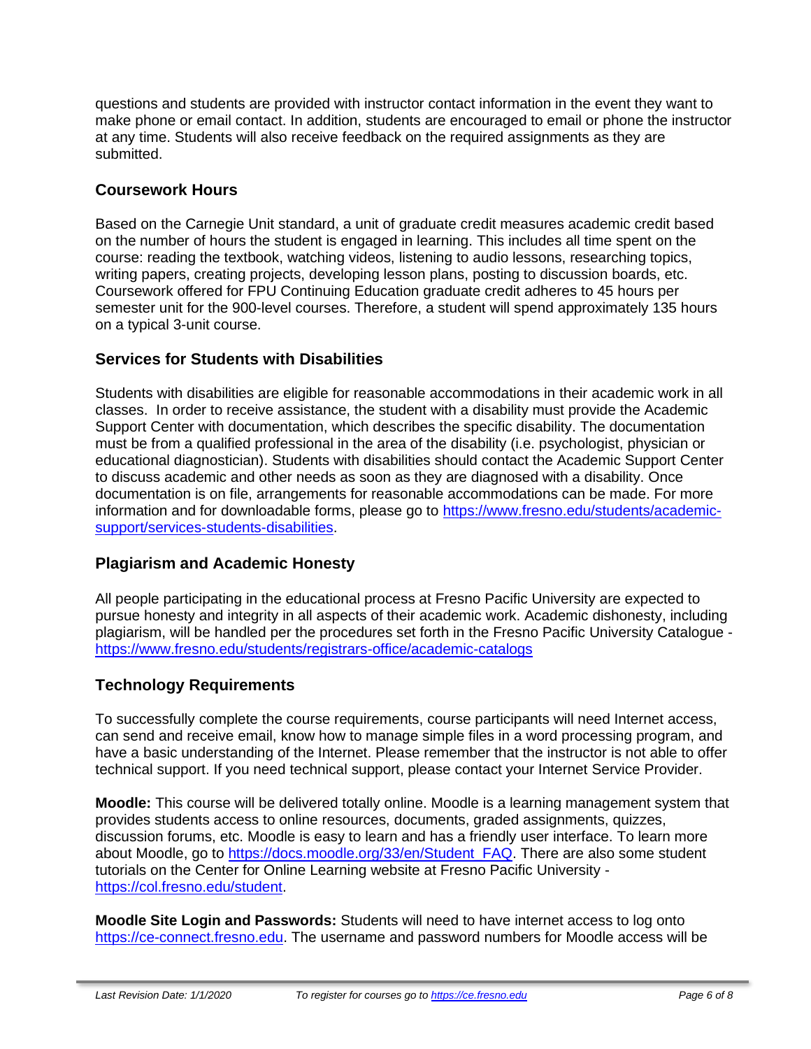questions and students are provided with instructor contact information in the event they want to make phone or email contact. In addition, students are encouraged to email or phone the instructor at any time. Students will also receive feedback on the required assignments as they are submitted.

## Coursework Hours

Based on the Carnegie Unit standard, a unit of graduate credit measures academic credit based on the number of hours the student is engaged in learning. This includes all time spent on the course: reading the textbook, watching videos, listening to audio lessons, researching topics, writing papers, creating projects, developing lesson plans, posting to discussion boards, etc. Coursework offered for FPU Continuing Education graduate credit adheres to 45 hours per semester unit for the 900-level courses. Therefore, a student will spend approximately 135 hours on a typical 3-unit course.

## Services for Students with Disabilities

Students with disabilities are eligible for reasonable accommodations in their academic work in all classes. In order to receive assistance, the student with a disability must provide the Academic Support Center with documentation, which describes the specific disability. The documentation must be from a qualified professional in the area of the disability (i.e. psychologist, physician or educational diagnostician). Students with disabilities should contact the Academic Support Center to discuss academic and other needs as soon as they are diagnosed with a disability. Once documentation is on file, arrangements for reasonable accommodations can be made. For more information and for downloadable forms, please go to [https://www.fresno.edu/students/academic-support/services-students-disabilities](https://www.fresno.edu/students/academic-support/services-students-disabilities).

## Plagiarism and Academic Honesty

All people participating in the educational process at Fresno Pacific University are expected to pursue honesty and integrity in all aspects of their academic work. Academic dishonesty, including plagiarism, will be handled per the procedures set forth in the Fresno Pacific University Catalogue - [https://www.fresno.edu/students/registrars-office/academic-catalogs](https://www.fresno.edu/students/registrars-office/academic-catalogs)

## Technology Requirements

To successfully complete the course requirements, course participants will need Internet access, can send and receive email, know how to manage simple files in a word processing program, and have a basic understanding of the Internet. Please remember that the instructor is not able to offer technical support. If you need technical support, please contact your Internet Service Provider.

**Moodle:** This course will be delivered totally online. Moodle is a learning management system that provides students access to online resources, documents, graded assignments, quizzes, discussion forums, etc. Moodle is easy to learn and has a friendly user interface. To learn more about Moodle, go to [https://docs.moodle.org/33/en/Student_FAQ](https://docs.moodle.org/33/en/Student_FAQ). There are also some student tutorials on the Center for Online Learning website at Fresno Pacific University - [https://col.fresno.edu/student](https://col.fresno.edu/student).

**Moodle Site Login and Passwords:** Students will need to have internet access to log onto [https://ce-connect.fresno.edu](https://ce-connect.fresno.edu). The username and password numbers for Moodle access will be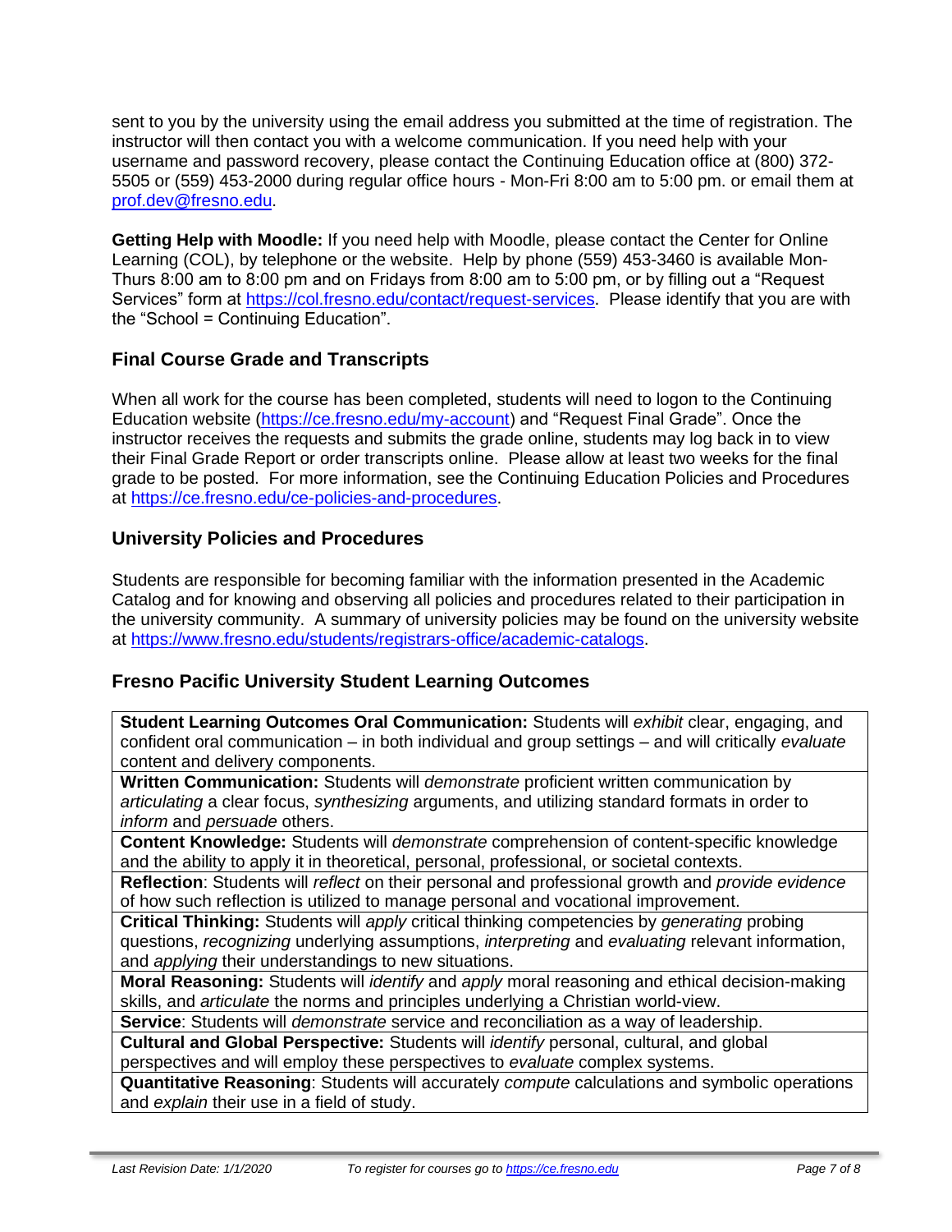sent to you by the university using the email address you submitted at the time of registration. The instructor will then contact you with a welcome communication. If you need help with your username and password recovery, please contact the Continuing Education office at (800) 372-5505 or (559) 453-2000 during regular office hours - Mon-Fri 8:00 am to 5:00 pm. or email them at prof.dev@fresno.edu.

**Getting Help with Moodle:** If you need help with Moodle, please contact the Center for Online Learning (COL), by telephone or the website. Help by phone (559) 453-3460 is available Mon-Thurs 8:00 am to 8:00 pm and on Fridays from 8:00 am to 5:00 pm, or by filling out a "Request Services" form at https://col.fresno.edu/contact/request-services. Please identify that you are with the "School = Continuing Education".

## Final Course Grade and Transcripts

When all work for the course has been completed, students will need to logon to the Continuing Education website (https://ce.fresno.edu/my-account) and "Request Final Grade". Once the instructor receives the requests and submits the grade online, students may log back in to view their Final Grade Report or order transcripts online. Please allow at least two weeks for the final grade to be posted. For more information, see the Continuing Education Policies and Procedures at https://ce.fresno.edu/ce-policies-and-procedures.

## University Policies and Procedures

Students are responsible for becoming familiar with the information presented in the Academic Catalog and for knowing and observing all policies and procedures related to their participation in the university community. A summary of university policies may be found on the university website at https://www.fresno.edu/students/registrars-office/academic-catalogs.

## Fresno Pacific University Student Learning Outcomes

| |
|---|
| **Student Learning Outcomes Oral Communication:** Students will *exhibit* clear, engaging, and confident oral communication – in both individual and group settings – and will critically *evaluate* content and delivery components. |
| **Written Communication:** Students will *demonstrate* proficient written communication by *articulating* a clear focus, *synthesizing* arguments, and utilizing standard formats in order to *inform* and *persuade* others. |
| **Content Knowledge:** Students will *demonstrate* comprehension of content-specific knowledge and the ability to apply it in theoretical, personal, professional, or societal contexts. |
| **Reflection**: Students will *reflect* on their personal and professional growth and *provide evidence* of how such reflection is utilized to manage personal and vocational improvement. |
| **Critical Thinking:** Students will *apply* critical thinking competencies by *generating* probing questions, *recognizing* underlying assumptions, *interpreting* and *evaluating* relevant information, and *applying* their understandings to new situations. |
| **Moral Reasoning:** Students will *identify* and *apply* moral reasoning and ethical decision-making skills, and *articulate* the norms and principles underlying a Christian world-view. |
| **Service**: Students will *demonstrate* service and reconciliation as a way of leadership. |
| **Cultural and Global Perspective:** Students will *identify* personal, cultural, and global perspectives and will employ these perspectives to *evaluate* complex systems. |
| **Quantitative Reasoning**: Students will accurately *compute* calculations and symbolic operations and *explain* their use in a field of study. |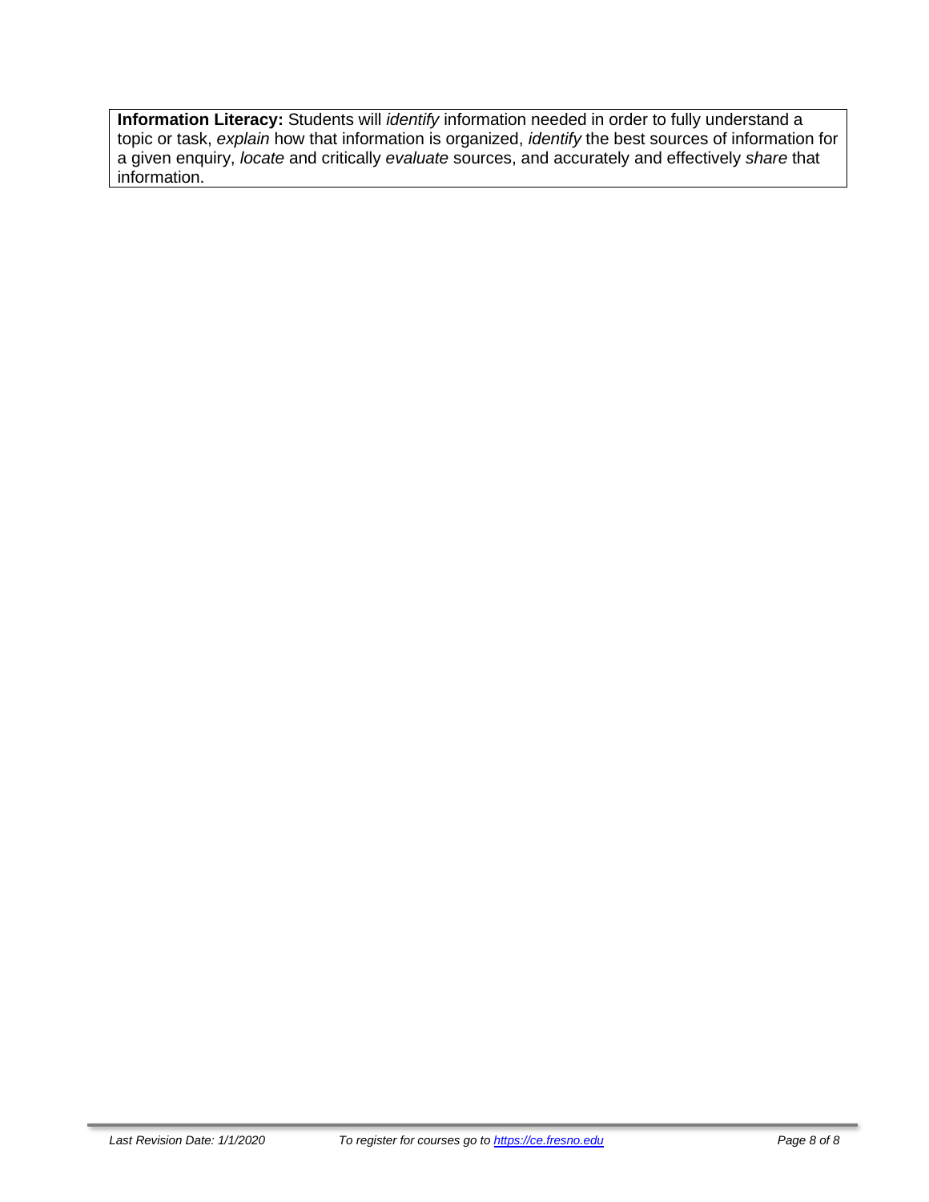**Information Literacy:** Students will *identify* information needed in order to fully understand a topic or task, *explain* how that information is organized, *identify* the best sources of information for a given enquiry, *locate* and critically *evaluate* sources, and accurately and effectively *share* that information.